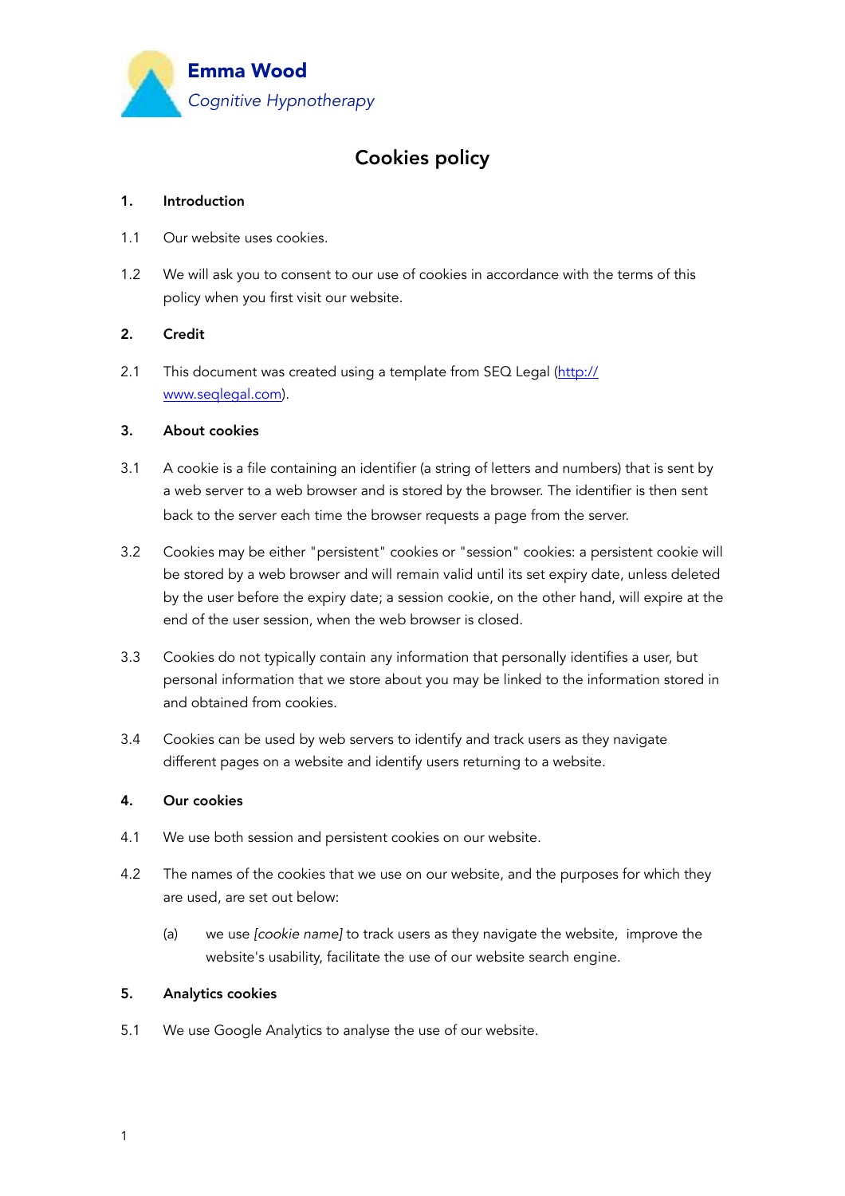**Emma Wood**
*Cognitive Hypnotherapy*

# Cookies policy

## 1. Introduction

1.1 Our website uses cookies.

1.2 We will ask you to consent to our use of cookies in accordance with the terms of this policy when you first visit our website.

## 2. Credit

2.1 This document was created using a template from SEQ Legal ([http://www.seqlegal.com](http://www.seqlegal.com)).

## 3. About cookies

3.1 A cookie is a file containing an identifier (a string of letters and numbers) that is sent by a web server to a web browser and is stored by the browser. The identifier is then sent back to the server each time the browser requests a page from the server.

3.2 Cookies may be either "persistent" cookies or "session" cookies: a persistent cookie will be stored by a web browser and will remain valid until its set expiry date, unless deleted by the user before the expiry date; a session cookie, on the other hand, will expire at the end of the user session, when the web browser is closed.

3.3 Cookies do not typically contain any information that personally identifies a user, but personal information that we store about you may be linked to the information stored in and obtained from cookies.

3.4 Cookies can be used by web servers to identify and track users as they navigate different pages on a website and identify users returning to a website.

## 4. Our cookies

4.1 We use both session and persistent cookies on our website.

4.2 The names of the cookies that we use on our website, and the purposes for which they are used, are set out below:

(a) we use *[cookie name]* to track users as they navigate the website, improve the website's usability, facilitate the use of our website search engine.

## 5. Analytics cookies

5.1 We use Google Analytics to analyse the use of our website.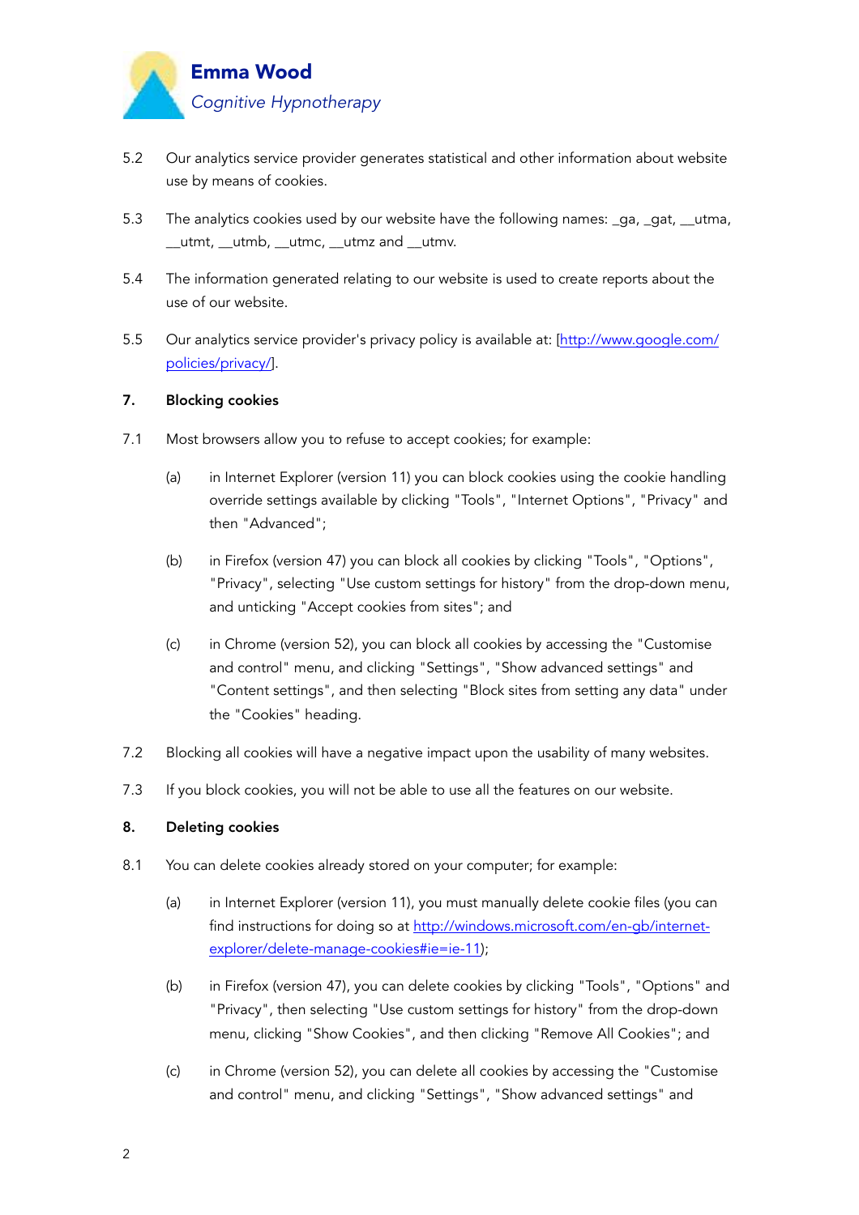5.2 Our analytics service provider generates statistical and other information about website use by means of cookies.

5.3 The analytics cookies used by our website have the following names: _ga, _gat, __utma, __utmt, __utmb, __utmc, __utmz and __utmv.

5.4 The information generated relating to our website is used to create reports about the use of our website.

5.5 Our analytics service provider's privacy policy is available at: [http://www.google.com/policies/privacy/].

**7. Blocking cookies**

7.1 Most browsers allow you to refuse to accept cookies; for example:

(a) in Internet Explorer (version 11) you can block cookies using the cookie handling override settings available by clicking "Tools", "Internet Options", "Privacy" and then "Advanced";

(b) in Firefox (version 47) you can block all cookies by clicking "Tools", "Options", "Privacy", selecting "Use custom settings for history" from the drop-down menu, and unticking "Accept cookies from sites"; and

(c) in Chrome (version 52), you can block all cookies by accessing the "Customise and control" menu, and clicking "Settings", "Show advanced settings" and "Content settings", and then selecting "Block sites from setting any data" under the "Cookies" heading.

7.2 Blocking all cookies will have a negative impact upon the usability of many websites.

7.3 If you block cookies, you will not be able to use all the features on our website.

**8. Deleting cookies**

8.1 You can delete cookies already stored on your computer; for example:

(a) in Internet Explorer (version 11), you must manually delete cookie files (you can find instructions for doing so at http://windows.microsoft.com/en-gb/internet-explorer/delete-manage-cookies#ie=ie-11);

(b) in Firefox (version 47), you can delete cookies by clicking "Tools", "Options" and "Privacy", then selecting "Use custom settings for history" from the drop-down menu, clicking "Show Cookies", and then clicking "Remove All Cookies"; and

(c) in Chrome (version 52), you can delete all cookies by accessing the "Customise and control" menu, and clicking "Settings", "Show advanced settings" and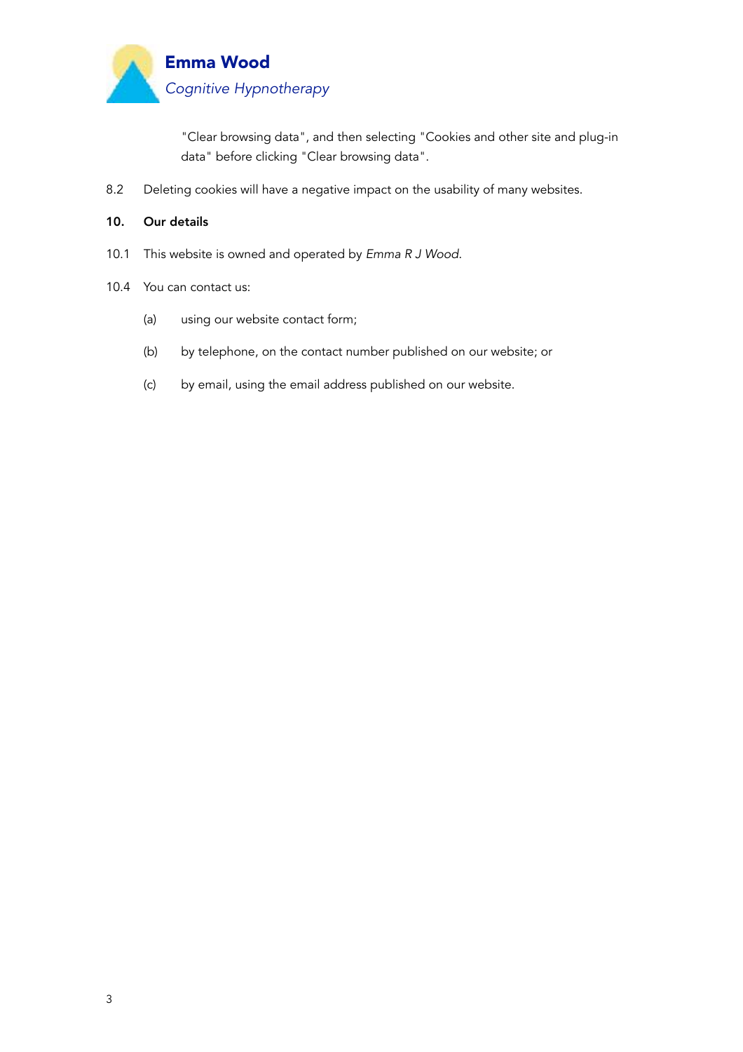"Clear browsing data", and then selecting "Cookies and other site and plug-in data" before clicking "Clear browsing data".

8.2 Deleting cookies will have a negative impact on the usability of many websites.

## 10. Our details

10.1 This website is owned and operated by *Emma R J Wood.*

10.4 You can contact us:

(a) using our website contact form;

(b) by telephone, on the contact number published on our website; or

(c) by email, using the email address published on our website.